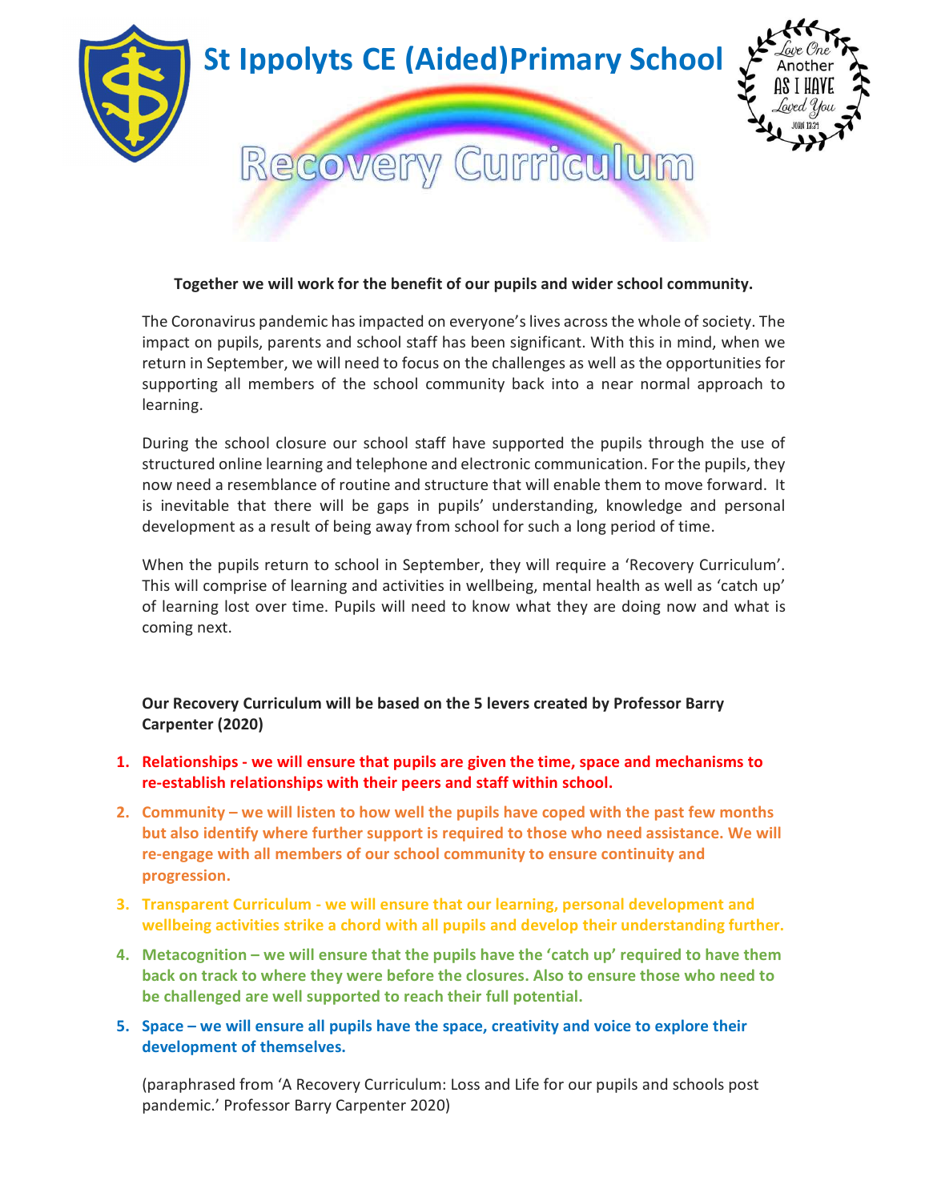# St Ippolyts CE (Aided)Primary School

Love One Another AS I HAVE Loved You JOHN 13:34

## Recovery Curriculum

**Together we will work for the benefit of our pupils and wider school community.**

The Coronavirus pandemic has impacted on everyone's lives across the whole of society. The impact on pupils, parents and school staff has been significant. With this in mind, when we return in September, we will need to focus on the challenges as well as the opportunities for supporting all members of the school community back into a near normal approach to learning.

During the school closure our school staff have supported the pupils through the use of structured online learning and telephone and electronic communication. For the pupils, they now need a resemblance of routine and structure that will enable them to move forward. It is inevitable that there will be gaps in pupils' understanding, knowledge and personal development as a result of being away from school for such a long period of time.

When the pupils return to school in September, they will require a 'Recovery Curriculum'. This will comprise of learning and activities in wellbeing, mental health as well as 'catch up' of learning lost over time. Pupils will need to know what they are doing now and what is coming next.

**Our Recovery Curriculum will be based on the 5 levers created by Professor Barry Carpenter (2020)**

1. **Relationships - we will ensure that pupils are given the time, space and mechanisms to re-establish relationships with their peers and staff within school.**
2. **Community – we will listen to how well the pupils have coped with the past few months but also identify where further support is required to those who need assistance. We will re-engage with all members of our school community to ensure continuity and progression.**
3. **Transparent Curriculum - we will ensure that our learning, personal development and wellbeing activities strike a chord with all pupils and develop their understanding further.**
4. **Metacognition – we will ensure that the pupils have the 'catch up' required to have them back on track to where they were before the closures. Also to ensure those who need to be challenged are well supported to reach their full potential.**
5. **Space – we will ensure all pupils have the space, creativity and voice to explore their development of themselves.**

(paraphrased from 'A Recovery Curriculum: Loss and Life for our pupils and schools post pandemic.' Professor Barry Carpenter 2020)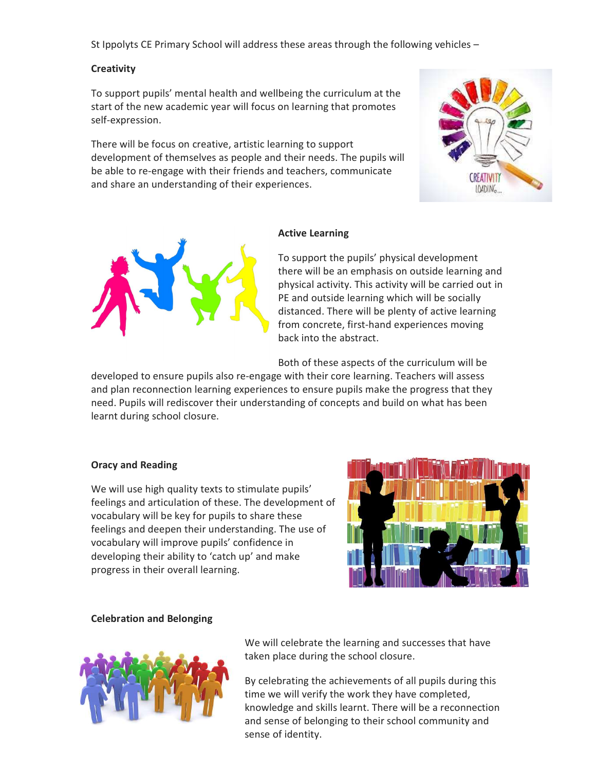St Ippolyts CE Primary School will address these areas through the following vehicles –

**Creativity**

To support pupils' mental health and wellbeing the curriculum at the start of the new academic year will focus on learning that promotes self-expression.

There will be focus on creative, artistic learning to support development of themselves as people and their needs. The pupils will be able to re-engage with their friends and teachers, communicate and share an understanding of their experiences.

**Active Learning**

To support the pupils' physical development there will be an emphasis on outside learning and physical activity. This activity will be carried out in PE and outside learning which will be socially distanced. There will be plenty of active learning from concrete, first-hand experiences moving back into the abstract.

Both of these aspects of the curriculum will be developed to ensure pupils also re-engage with their core learning. Teachers will assess and plan reconnection learning experiences to ensure pupils make the progress that they need. Pupils will rediscover their understanding of concepts and build on what has been learnt during school closure.

**Oracy and Reading**

We will use high quality texts to stimulate pupils' feelings and articulation of these. The development of vocabulary will be key for pupils to share these feelings and deepen their understanding. The use of vocabulary will improve pupils' confidence in developing their ability to 'catch up' and make progress in their overall learning.

**Celebration and Belonging**

We will celebrate the learning and successes that have taken place during the school closure.

By celebrating the achievements of all pupils during this time we will verify the work they have completed, knowledge and skills learnt. There will be a reconnection and sense of belonging to their school community and sense of identity.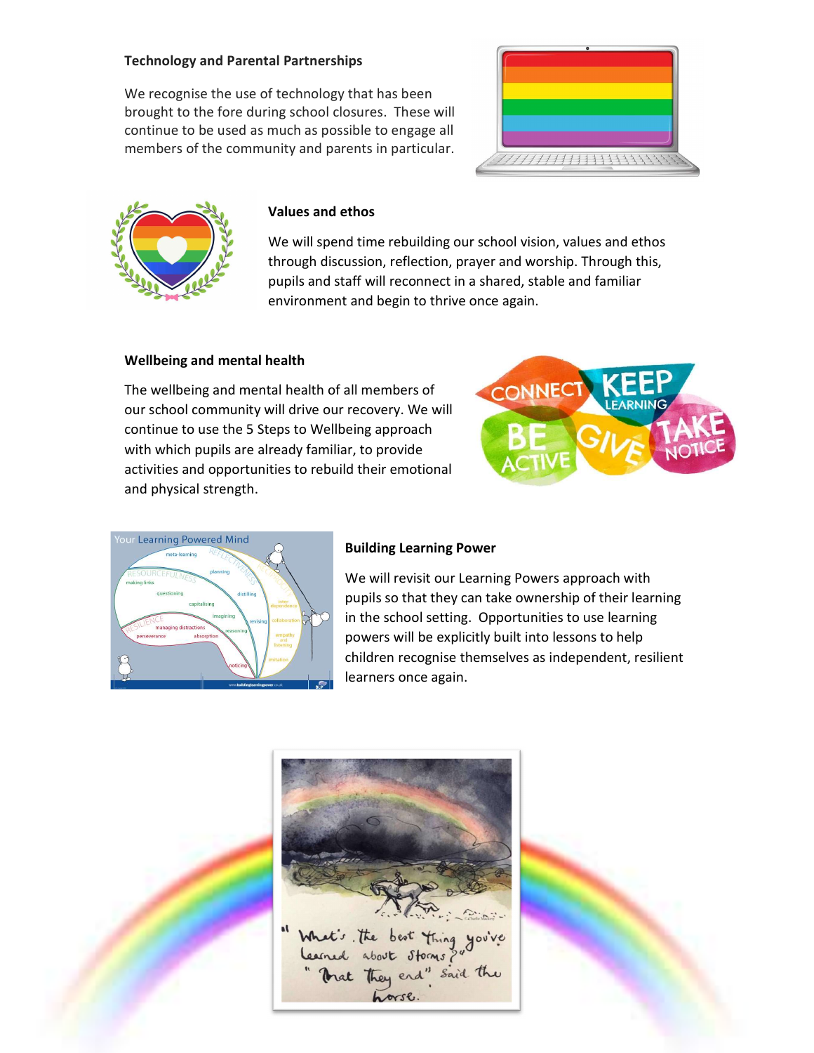### Technology and Parental Partnerships

We recognise the use of technology that has been brought to the fore during school closures. These will continue to be used as much as possible to engage all members of the community and parents in particular.

### Values and ethos

We will spend time rebuilding our school vision, values and ethos through discussion, reflection, prayer and worship. Through this, pupils and staff will reconnect in a shared, stable and familiar environment and begin to thrive once again.

### Wellbeing and mental health

The wellbeing and mental health of all members of our school community will drive our recovery. We will continue to use the 5 Steps to Wellbeing approach with which pupils are already familiar, to provide activities and opportunities to rebuild their emotional and physical strength.

### Building Learning Power

We will revisit our Learning Powers approach with pupils so that they can take ownership of their learning in the school setting. Opportunities to use learning powers will be explicitly built into lessons to help children recognise themselves as independent, resilient learners once again.